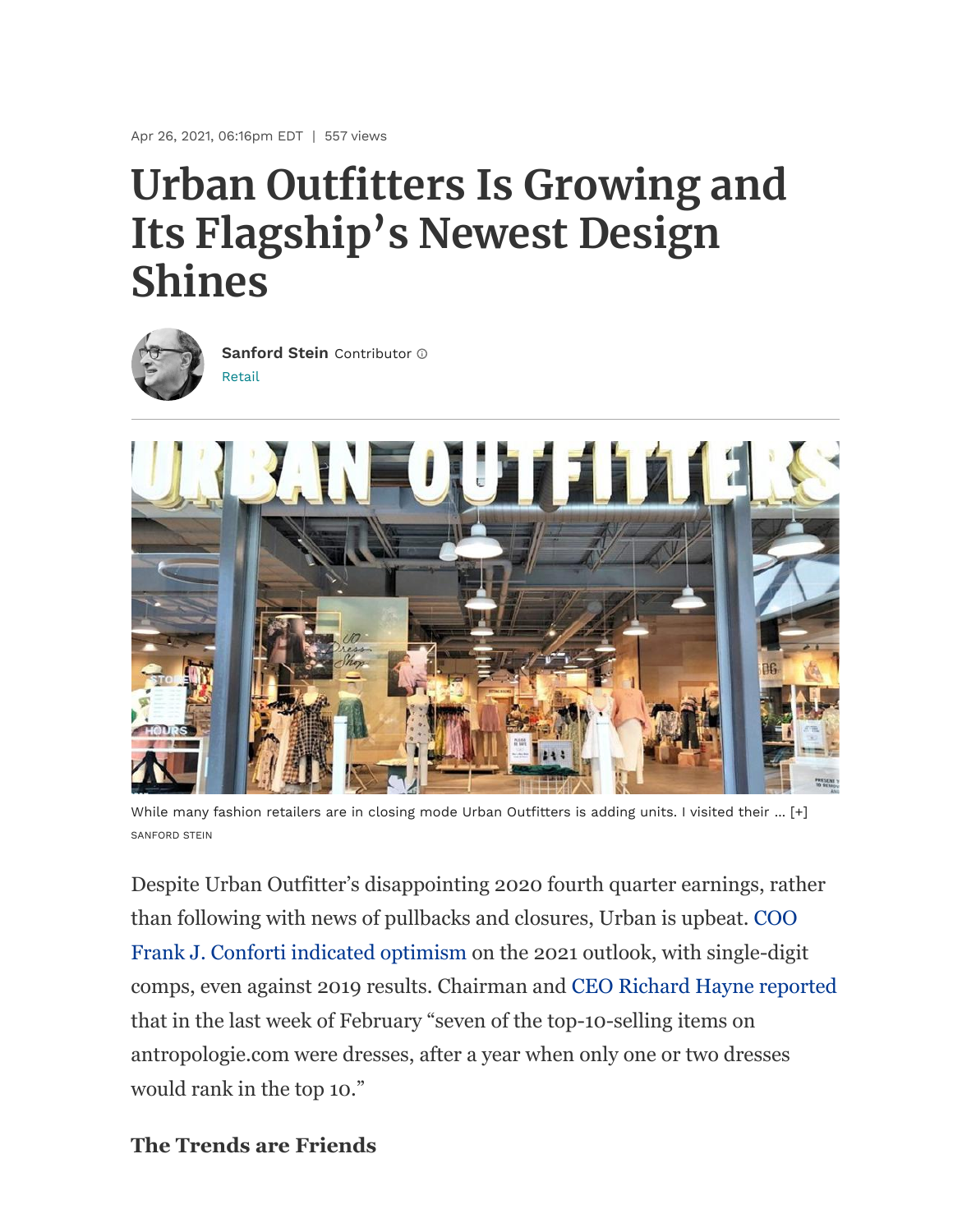Apr 26, 2021, 06:16pm EDT | 557 views

# Urban Outfitters Is Growing and Its Flagship's Newest Design Shines

**Sanford Stein** Contributor

Retail

While many fashion retailers are in closing mode Urban Outfitters is adding units. I visited their ... [+]

SANFORD STEIN

Despite Urban Outfitter's disappointing 2020 fourth quarter earnings, rather than following with news of pullbacks and closures, Urban is upbeat. COO Frank J. Conforti indicated optimism on the 2021 outlook, with single-digit comps, even against 2019 results. Chairman and CEO Richard Hayne reported that in the last week of February "seven of the top-10-selling items on antropologie.com were dresses, after a year when only one or two dresses would rank in the top 10."

### The Trends are Friends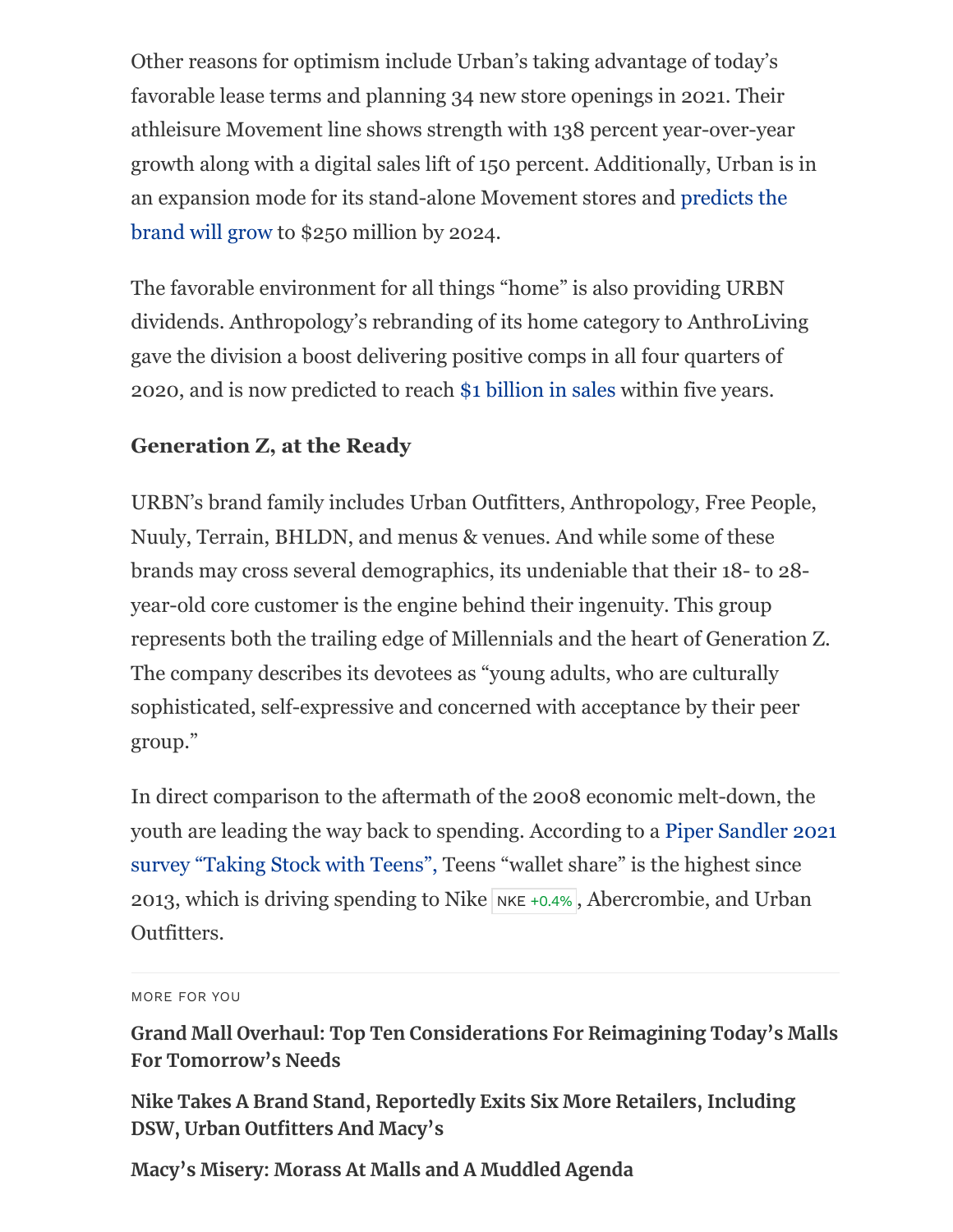Other reasons for optimism include Urban's taking advantage of today's favorable lease terms and planning 34 new store openings in 2021. Their athleisure Movement line shows strength with 138 percent year-over-year growth along with a digital sales lift of 150 percent. Additionally, Urban is in an expansion mode for its stand-alone Movement stores and predicts the brand will grow to $250 million by 2024.

The favorable environment for all things "home" is also providing URBN dividends. Anthropology's rebranding of its home category to AnthroLiving gave the division a boost delivering positive comps in all four quarters of 2020, and is now predicted to reach $1 billion in sales within five years.

### Generation Z, at the Ready

URBN's brand family includes Urban Outfitters, Anthropology, Free People, Nuuly, Terrain, BHLDN, and menus & venues. And while some of these brands may cross several demographics, its undeniable that their 18- to 28-year-old core customer is the engine behind their ingenuity. This group represents both the trailing edge of Millennials and the heart of Generation Z. The company describes its devotees as "young adults, who are culturally sophisticated, self-expressive and concerned with acceptance by their peer group."

In direct comparison to the aftermath of the 2008 economic melt-down, the youth are leading the way back to spending. According to a Piper Sandler 2021 survey "Taking Stock with Teens", Teens "wallet share" is the highest since 2013, which is driving spending to Nike NKE +0.4%, Abercrombie, and Urban Outfitters.

MORE FOR YOU

**Grand Mall Overhaul: Top Ten Considerations For Reimagining Today's Malls For Tomorrow's Needs**

**Nike Takes A Brand Stand, Reportedly Exits Six More Retailers, Including DSW, Urban Outfitters And Macy's**

**Macy's Misery: Morass At Malls and A Muddled Agenda**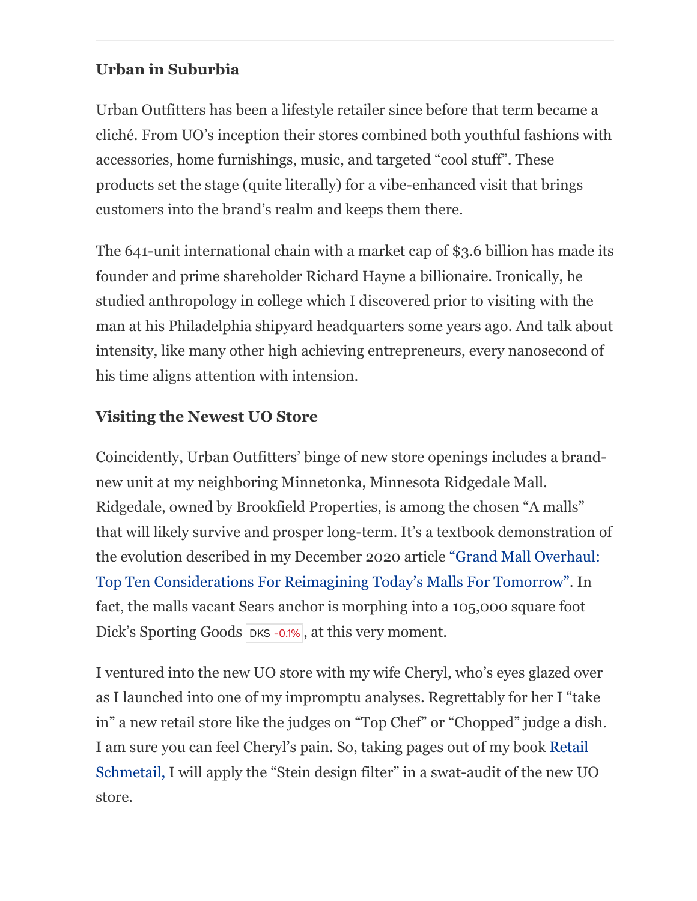### Urban in Suburbia

Urban Outfitters has been a lifestyle retailer since before that term became a cliché. From UO's inception their stores combined both youthful fashions with accessories, home furnishings, music, and targeted "cool stuff". These products set the stage (quite literally) for a vibe-enhanced visit that brings customers into the brand's realm and keeps them there.

The 641-unit international chain with a market cap of $3.6 billion has made its founder and prime shareholder Richard Hayne a billionaire. Ironically, he studied anthropology in college which I discovered prior to visiting with the man at his Philadelphia shipyard headquarters some years ago. And talk about intensity, like many other high achieving entrepreneurs, every nanosecond of his time aligns attention with intension.

### Visiting the Newest UO Store

Coincidently, Urban Outfitters' binge of new store openings includes a brand-new unit at my neighboring Minnetonka, Minnesota Ridgedale Mall. Ridgedale, owned by Brookfield Properties, is among the chosen "A malls" that will likely survive and prosper long-term. It's a textbook demonstration of the evolution described in my December 2020 article "Grand Mall Overhaul: Top Ten Considerations For Reimagining Today's Malls For Tomorrow". In fact, the malls vacant Sears anchor is morphing into a 105,000 square foot Dick's Sporting Goods DKS -0.1%, at this very moment.

I ventured into the new UO store with my wife Cheryl, who's eyes glazed over as I launched into one of my impromptu analyses. Regrettably for her I "take in" a new retail store like the judges on "Top Chef" or "Chopped" judge a dish. I am sure you can feel Cheryl's pain. So, taking pages out of my book Retail Schmetail, I will apply the "Stein design filter" in a swat-audit of the new UO store.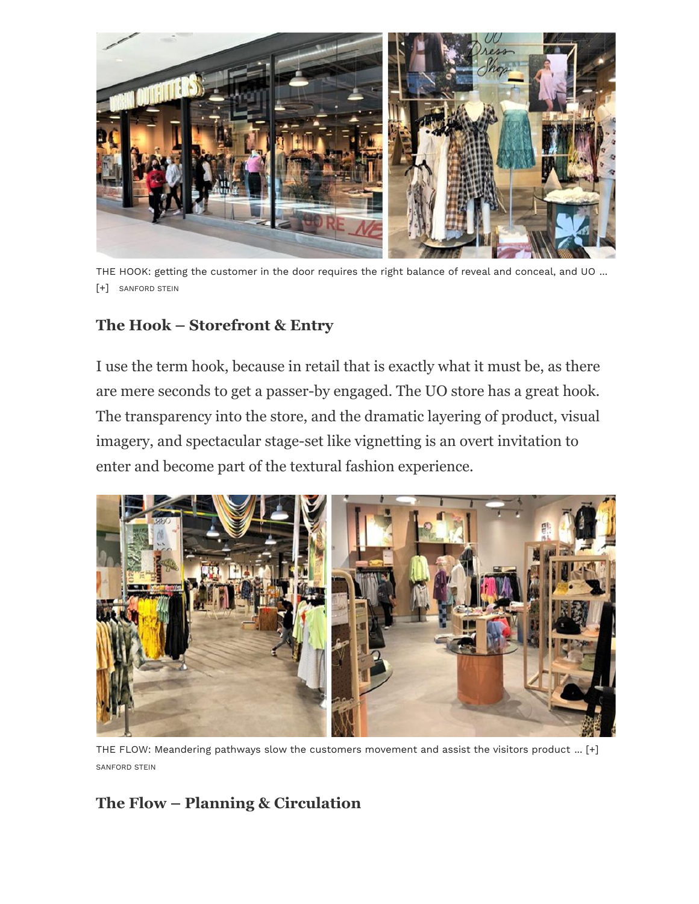THE HOOK: getting the customer in the door requires the right balance of reveal and conceal, and UO ... [+] SANFORD STEIN

### The Hook – Storefront & Entry

I use the term hook, because in retail that is exactly what it must be, as there are mere seconds to get a passer-by engaged. The UO store has a great hook. The transparency into the store, and the dramatic layering of product, visual imagery, and spectacular stage-set like vignetting is an overt invitation to enter and become part of the textural fashion experience.

THE FLOW: Meandering pathways slow the customers movement and assist the visitors product ... [+] SANFORD STEIN

### The Flow – Planning & Circulation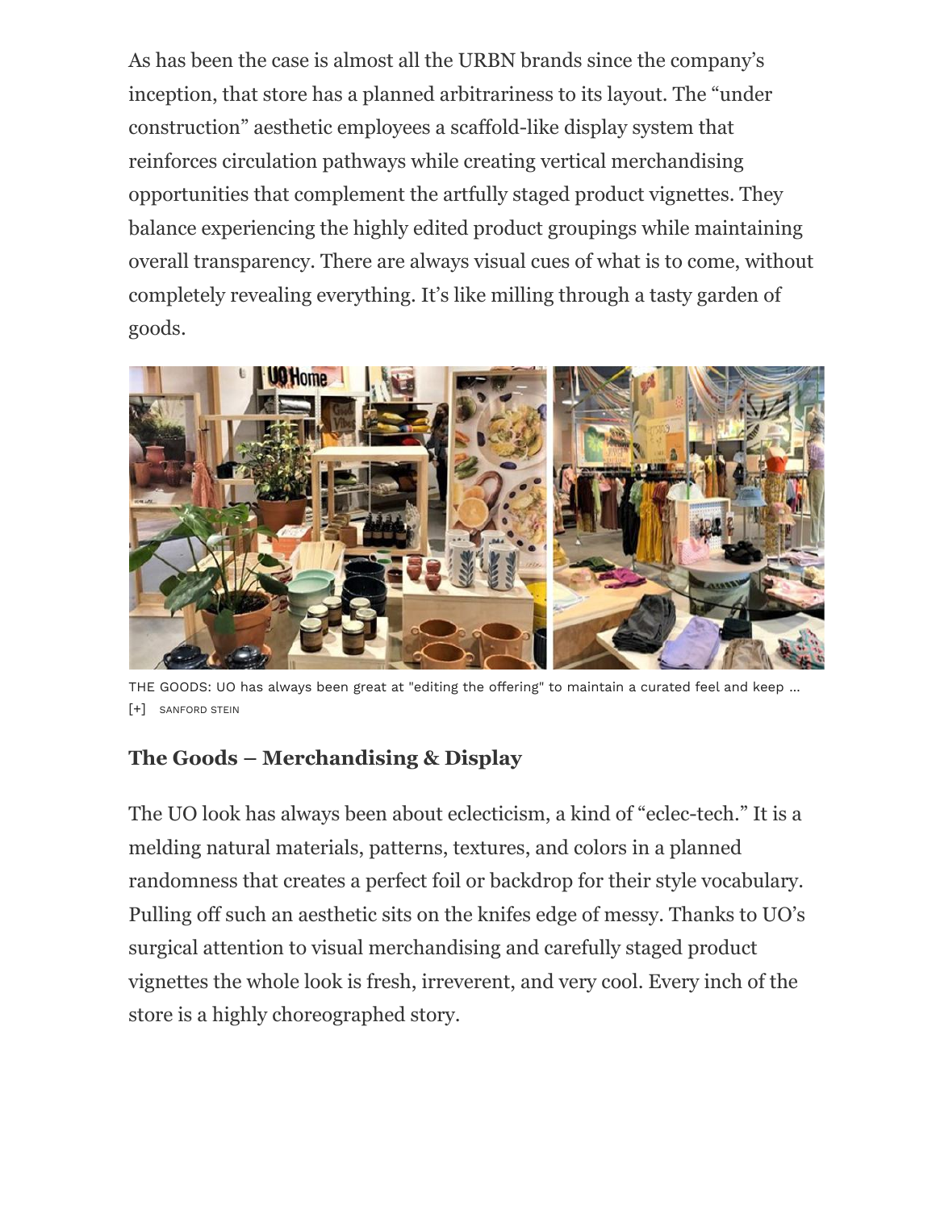As has been the case is almost all the URBN brands since the company's inception, that store has a planned arbitrariness to its layout. The "under construction" aesthetic employees a scaffold-like display system that reinforces circulation pathways while creating vertical merchandising opportunities that complement the artfully staged product vignettes. They balance experiencing the highly edited product groupings while maintaining overall transparency. There are always visual cues of what is to come, without completely revealing everything. It's like milling through a tasty garden of goods.

THE GOODS: UO has always been great at "editing the offering" to maintain a curated feel and keep ...
[+] SANFORD STEIN

## The Goods – Merchandising & Display

The UO look has always been about eclecticism, a kind of "eclec-tech." It is a melding natural materials, patterns, textures, and colors in a planned randomness that creates a perfect foil or backdrop for their style vocabulary. Pulling off such an aesthetic sits on the knifes edge of messy. Thanks to UO's surgical attention to visual merchandising and carefully staged product vignettes the whole look is fresh, irreverent, and very cool. Every inch of the store is a highly choreographed story.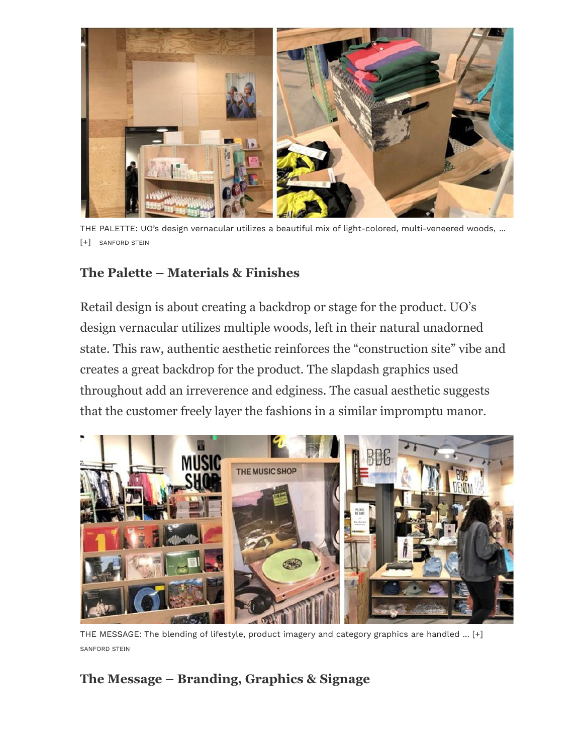THE PALETTE: UO's design vernacular utilizes a beautiful mix of light-colored, multi-veneered woods, ... [+] SANFORD STEIN

## The Palette – Materials & Finishes

Retail design is about creating a backdrop or stage for the product. UO's design vernacular utilizes multiple woods, left in their natural unadorned state. This raw, authentic aesthetic reinforces the "construction site" vibe and creates a great backdrop for the product. The slapdash graphics used throughout add an irreverence and edginess. The casual aesthetic suggests that the customer freely layer the fashions in a similar impromptu manor.

THE MESSAGE: The blending of lifestyle, product imagery and category graphics are handled ... [+] SANFORD STEIN

## The Message – Branding, Graphics & Signage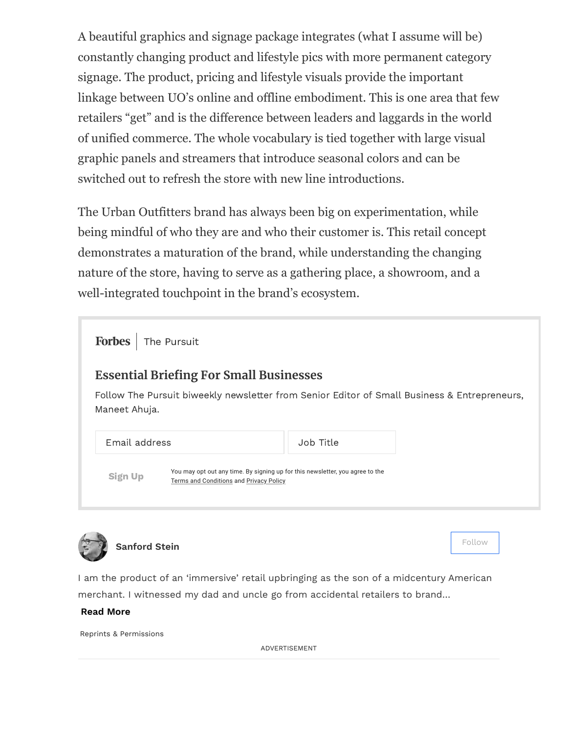A beautiful graphics and signage package integrates (what I assume will be) constantly changing product and lifestyle pics with more permanent category signage. The product, pricing and lifestyle visuals provide the important linkage between UO's online and offline embodiment. This is one area that few retailers "get" and is the difference between leaders and laggards in the world of unified commerce. The whole vocabulary is tied together with large visual graphic panels and streamers that introduce seasonal colors and can be switched out to refresh the store with new line introductions.

The Urban Outfitters brand has always been big on experimentation, while being mindful of who they are and who their customer is. This retail concept demonstrates a maturation of the brand, while understanding the changing nature of the store, having to serve as a gathering place, a showroom, and a well-integrated touchpoint in the brand's ecosystem.

Forbes | The Pursuit

**Essential Briefing For Small Businesses**

Follow The Pursuit biweekly newsletter from Senior Editor of Small Business & Entrepreneurs, Maneet Ahuja.

Email address

Job Title

Sign Up

You may opt out any time. By signing up for this newsletter, you agree to the Terms and Conditions and Privacy Policy

**Sanford Stein**

Follow

I am the product of an 'immersive' retail upbringing as the son of a midcentury American merchant. I witnessed my dad and uncle go from accidental retailers to brand...

**Read More**

Reprints & Permissions

ADVERTISEMENT